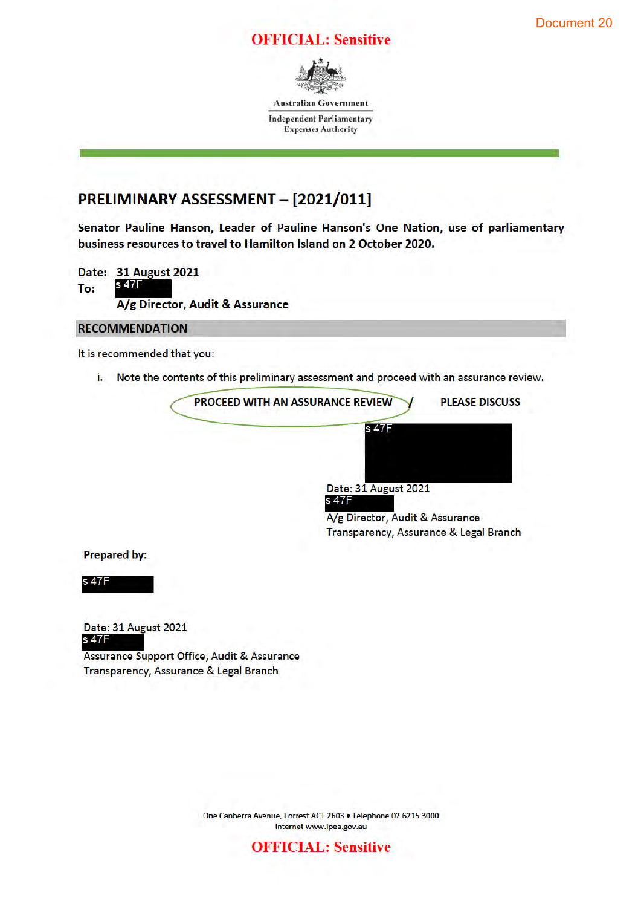Document 20

OFFICIAL: Sensitive

Australian Government

Independent Parliamentary Expenses Authority

# PRELIMINARY ASSESSMENT – [2021/011]

**Senator Pauline Hanson, Leader of Pauline Hanson's One Nation, use of parliamentary business resources to travel to Hamilton Island on 2 October 2020.**

**Date:** **31 August 2021**

**To:** s 47F

**A/g Director, Audit & Assurance**

## RECOMMENDATION

It is recommended that you:

i. Note the contents of this preliminary assessment and proceed with an assurance review.

**PROCEED WITH AN ASSURANCE REVIEW** / **PLEASE DISCUSS**

s 47F

Date: 31 August 2021

s 47F

A/g Director, Audit & Assurance

Transparency, Assurance & Legal Branch

**Prepared by:**

s 47F

Date: 31 August 2021

s 47F

Assurance Support Office, Audit & Assurance

Transparency, Assurance & Legal Branch

One Canberra Avenue, Forrest ACT 2603 • Telephone 02 6215 3000

Internet www.ipea.gov.au

OFFICIAL: Sensitive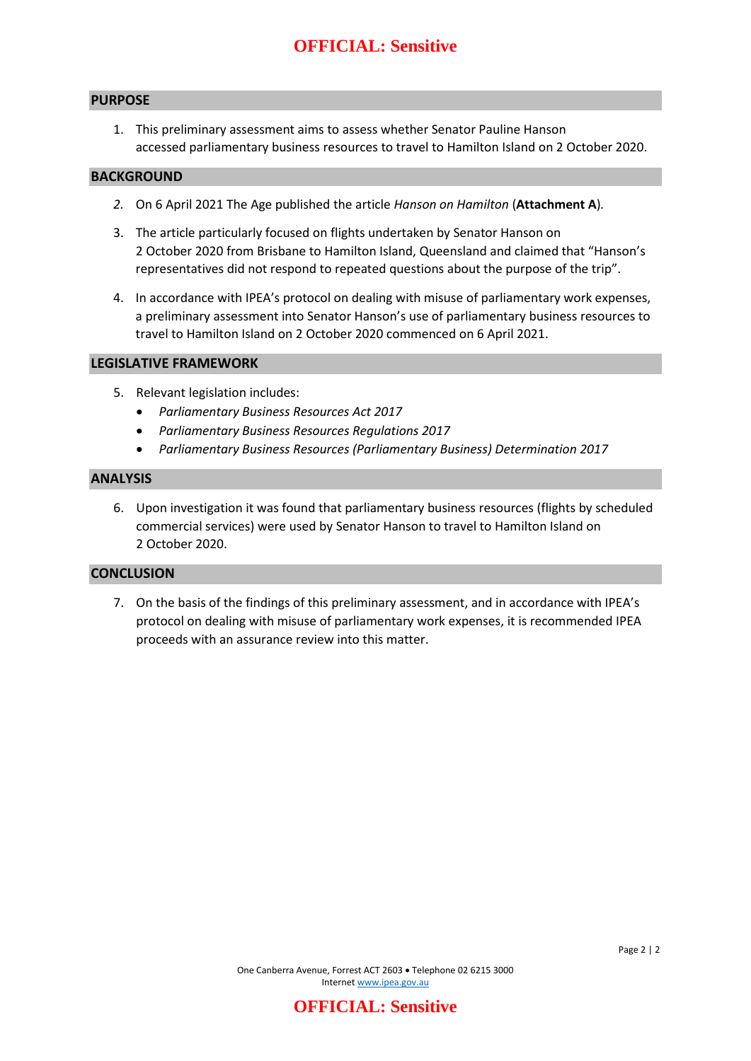## PURPOSE

1. This preliminary assessment aims to assess whether Senator Pauline Hanson accessed parliamentary business resources to travel to Hamilton Island on 2 October 2020.

## BACKGROUND

2. On 6 April 2021 The Age published the article *Hanson on Hamilton* (**Attachment A**).

3. The article particularly focused on flights undertaken by Senator Hanson on 2 October 2020 from Brisbane to Hamilton Island, Queensland and claimed that "Hanson's representatives did not respond to repeated questions about the purpose of the trip".

4. In accordance with IPEA's protocol on dealing with misuse of parliamentary work expenses, a preliminary assessment into Senator Hanson's use of parliamentary business resources to travel to Hamilton Island on 2 October 2020 commenced on 6 April 2021.

## LEGISLATIVE FRAMEWORK

5. Relevant legislation includes:
   - *Parliamentary Business Resources Act 2017*
   - *Parliamentary Business Resources Regulations 2017*
   - *Parliamentary Business Resources (Parliamentary Business) Determination 2017*

## ANALYSIS

6. Upon investigation it was found that parliamentary business resources (flights by scheduled commercial services) were used by Senator Hanson to travel to Hamilton Island on 2 October 2020.

## CONCLUSION

7. On the basis of the findings of this preliminary assessment, and in accordance with IPEA's protocol on dealing with misuse of parliamentary work expenses, it is recommended IPEA proceeds with an assurance review into this matter.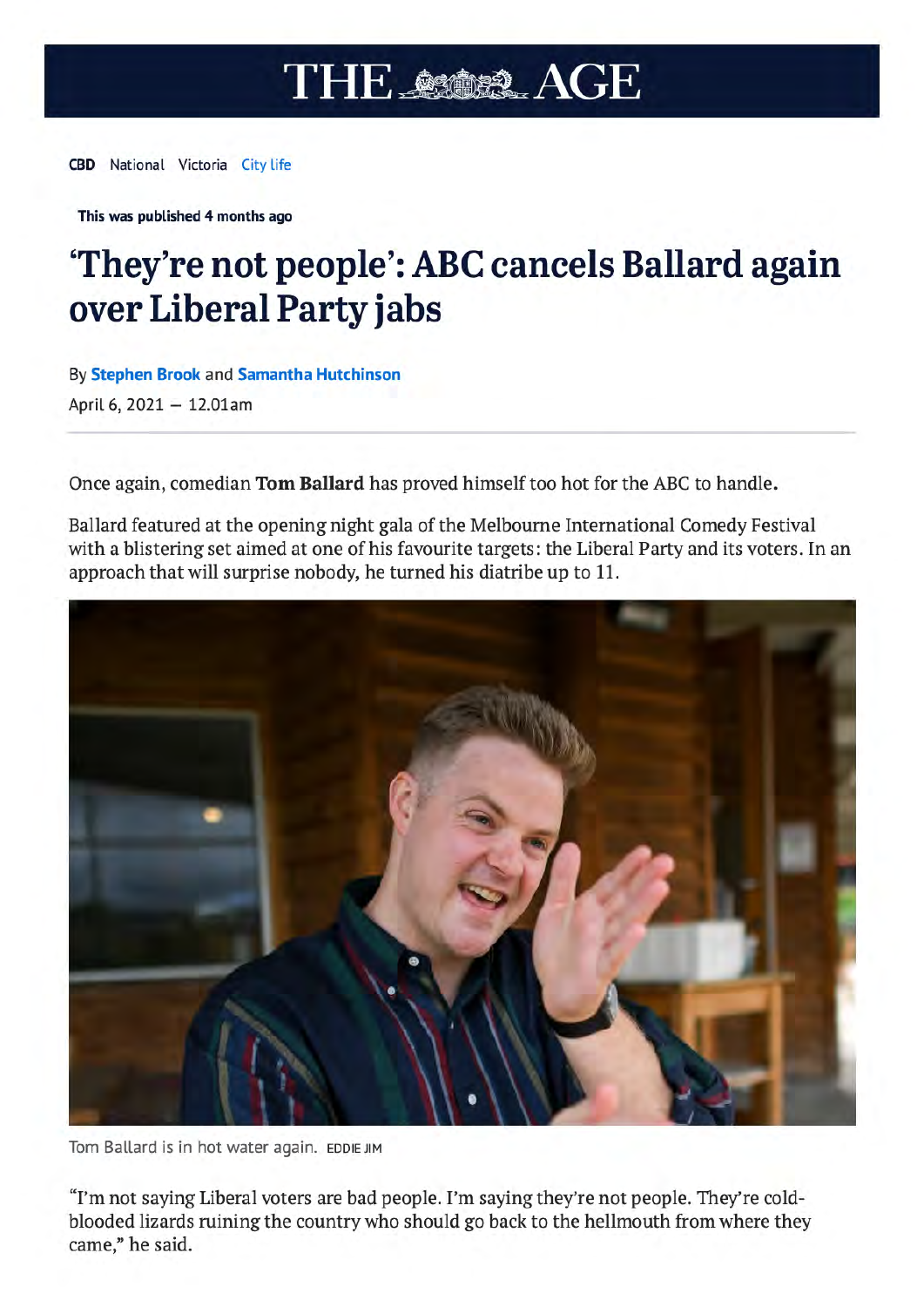# THE AGE

**CBD** National Victoria City life

**This was published 4 months ago**

# 'They're not people': ABC cancels Ballard again over Liberal Party jabs

By **Stephen Brook** and **Samantha Hutchinson**

April 6, 2021 — 12.01am

Once again, comedian **Tom Ballard** has proved himself too hot for the ABC to handle.

Ballard featured at the opening night gala of the Melbourne International Comedy Festival with a blistering set aimed at one of his favourite targets: the Liberal Party and its voters. In an approach that will surprise nobody, he turned his diatribe up to 11.

Tom Ballard is in hot water again. EDDIE JIM

"I'm not saying Liberal voters are bad people. I'm saying they're not people. They're cold-blooded lizards ruining the country who should go back to the hellmouth from where they came," he said.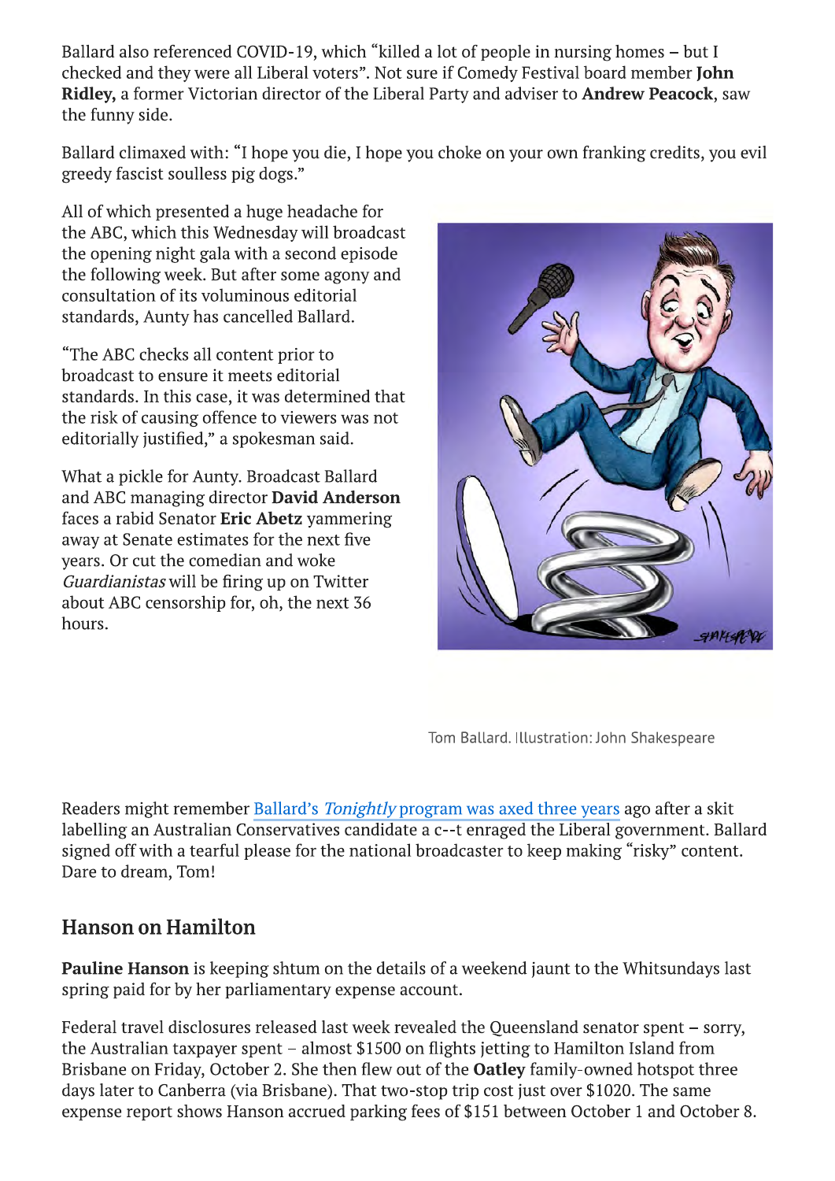Ballard also referenced COVID-19, which "killed a lot of people in nursing homes – but I checked and they were all Liberal voters". Not sure if Comedy Festival board member **John Ridley,** a former Victorian director of the Liberal Party and adviser to **Andrew Peacock**, saw the funny side.

Ballard climaxed with: "I hope you die, I hope you choke on your own franking credits, you evil greedy fascist soulless pig dogs."

All of which presented a huge headache for the ABC, which this Wednesday will broadcast the opening night gala with a second episode the following week. But after some agony and consultation of its voluminous editorial standards, Aunty has cancelled Ballard.

"The ABC checks all content prior to broadcast to ensure it meets editorial standards. In this case, it was determined that the risk of causing offence to viewers was not editorially justified," a spokesman said.

What a pickle for Aunty. Broadcast Ballard and ABC managing director **David Anderson** faces a rabid Senator **Eric Abetz** yammering away at Senate estimates for the next five years. Or cut the comedian and woke *Guardianistas* will be firing up on Twitter about ABC censorship for, oh, the next 36 hours.

Tom Ballard. Illustration: John Shakespeare

Readers might remember Ballard's *Tonightly* program was axed three years ago after a skit labelling an Australian Conservatives candidate a c--t enraged the Liberal government. Ballard signed off with a tearful please for the national broadcaster to keep making "risky" content. Dare to dream, Tom!

## Hanson on Hamilton

**Pauline Hanson** is keeping shtum on the details of a weekend jaunt to the Whitsundays last spring paid for by her parliamentary expense account.

Federal travel disclosures released last week revealed the Queensland senator spent – sorry, the Australian taxpayer spent – almost $1500 on flights jetting to Hamilton Island from Brisbane on Friday, October 2. She then flew out of the **Oatley** family-owned hotspot three days later to Canberra (via Brisbane). That two-stop trip cost just over $1020. The same expense report shows Hanson accrued parking fees of $151 between October 1 and October 8.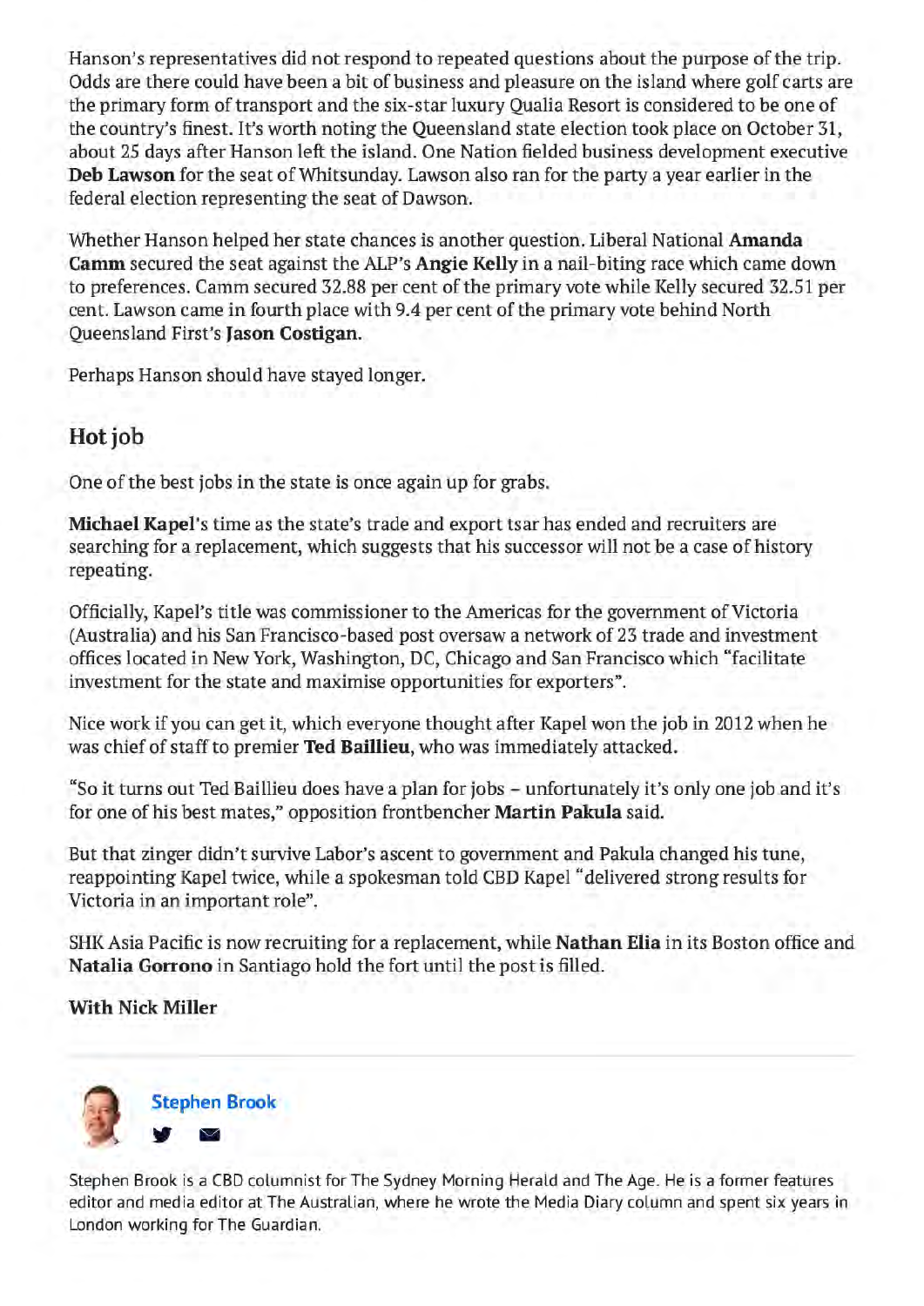Hanson's representatives did not respond to repeated questions about the purpose of the trip. Odds are there could have been a bit of business and pleasure on the island where golf carts are the primary form of transport and the six-star luxury Qualia Resort is considered to be one of the country's finest. It's worth noting the Queensland state election took place on October 31, about 25 days after Hanson left the island. One Nation fielded business development executive **Deb Lawson** for the seat of Whitsunday. Lawson also ran for the party a year earlier in the federal election representing the seat of Dawson.

Whether Hanson helped her state chances is another question. Liberal National **Amanda Camm** secured the seat against the ALP's **Angie Kelly** in a nail-biting race which came down to preferences. Camm secured 32.88 per cent of the primary vote while Kelly secured 32.51 per cent. Lawson came in fourth place with 9.4 per cent of the primary vote behind North Queensland First's **Jason Costigan**.

Perhaps Hanson should have stayed longer.

## Hot job

One of the best jobs in the state is once again up for grabs.

**Michael Kapel**'s time as the state's trade and export tsar has ended and recruiters are searching for a replacement, which suggests that his successor will not be a case of history repeating.

Officially, Kapel's title was commissioner to the Americas for the government of Victoria (Australia) and his San Francisco-based post oversaw a network of 23 trade and investment offices located in New York, Washington, DC, Chicago and San Francisco which "facilitate investment for the state and maximise opportunities for exporters".

Nice work if you can get it, which everyone thought after Kapel won the job in 2012 when he was chief of staff to premier **Ted Baillieu**, who was immediately attacked.

"So it turns out Ted Baillieu does have a plan for jobs – unfortunately it's only one job and it's for one of his best mates," opposition frontbencher **Martin Pakula** said.

But that zinger didn't survive Labor's ascent to government and Pakula changed his tune, reappointing Kapel twice, while a spokesman told CBD Kapel "delivered strong results for Victoria in an important role".

SHK Asia Pacific is now recruiting for a replacement, while **Nathan Elia** in its Boston office and **Natalia Gorrono** in Santiago hold the fort until the post is filled.

**With Nick Miller**

---

**Stephen Brook**

Stephen Brook is a CBD columnist for The Sydney Morning Herald and The Age. He is a former features editor and media editor at The Australian, where he wrote the Media Diary column and spent six years in London working for The Guardian.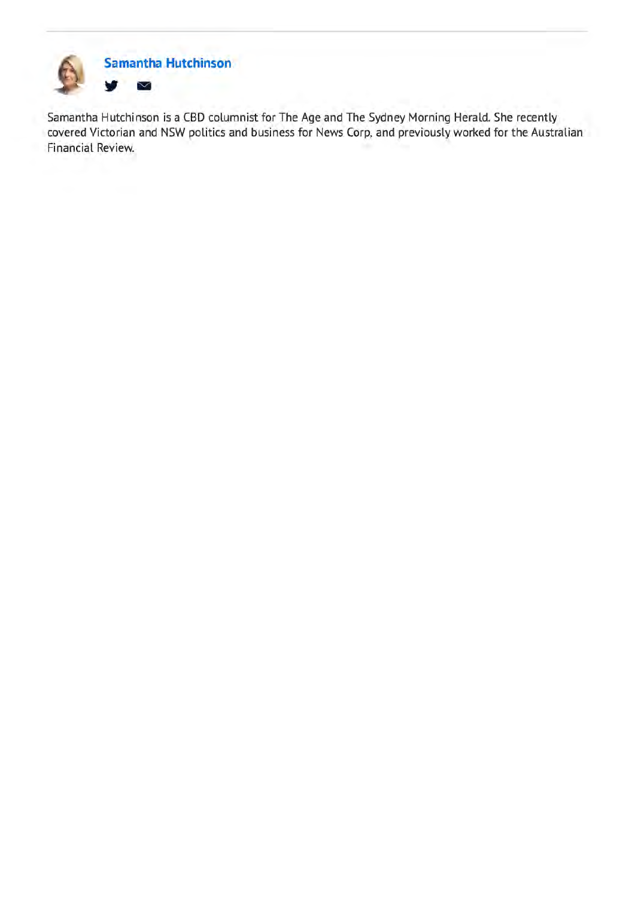**Samantha Hutchinson**

Samantha Hutchinson is a CBD columnist for The Age and The Sydney Morning Herald. She recently covered Victorian and NSW politics and business for News Corp, and previously worked for the Australian Financial Review.